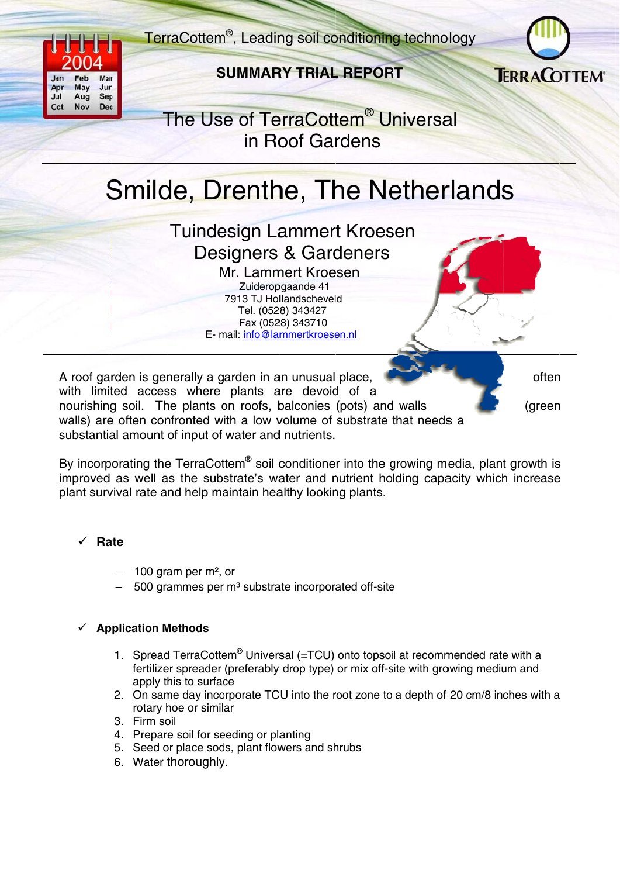TerraCottem®, Leading soil conditioning technology

**SUMMARY TRIAL REPORT**

TERRACOTTEM®

# The Use of TerraCottem® Universal in Roof Gardens

# Smilde, Drenthe, The Netherlands

## Tuindesign Lammert Kroesen
## Designers & Gardeners

### Mr. Lammert Kroesen

Zuideropgaande 41
7913 TJ Hollandscheveld
Tel. (0528) 343427
Fax (0528) 343710
E- mail: info@lammertkroesen.nl

A roof garden is generally a garden in an unusual place, often with limited access where plants are devoid of a nourishing soil. The plants on roofs, balconies (pots) and walls (green walls) are often confronted with a low volume of substrate that needs a substantial amount of input of water and nutrients.

By incorporating the TerraCottem® soil conditioner into the growing media, plant growth is improved as well as the substrate's water and nutrient holding capacity which increase plant survival rate and help maintain healthy looking plants.

✓ **Rate**

- 100 gram per m², or
- 500 grammes per m³ substrate incorporated off-site

✓ **Application Methods**

1. Spread TerraCottem® Universal (=TCU) onto topsoil at recommended rate with a fertilizer spreader (preferably drop type) or mix off-site with growing medium and apply this to surface
2. On same day incorporate TCU into the root zone to a depth of 20 cm/8 inches with a rotary hoe or similar
3. Firm soil
4. Prepare soil for seeding or planting
5. Seed or place sods, plant flowers and shrubs
6. Water thoroughly.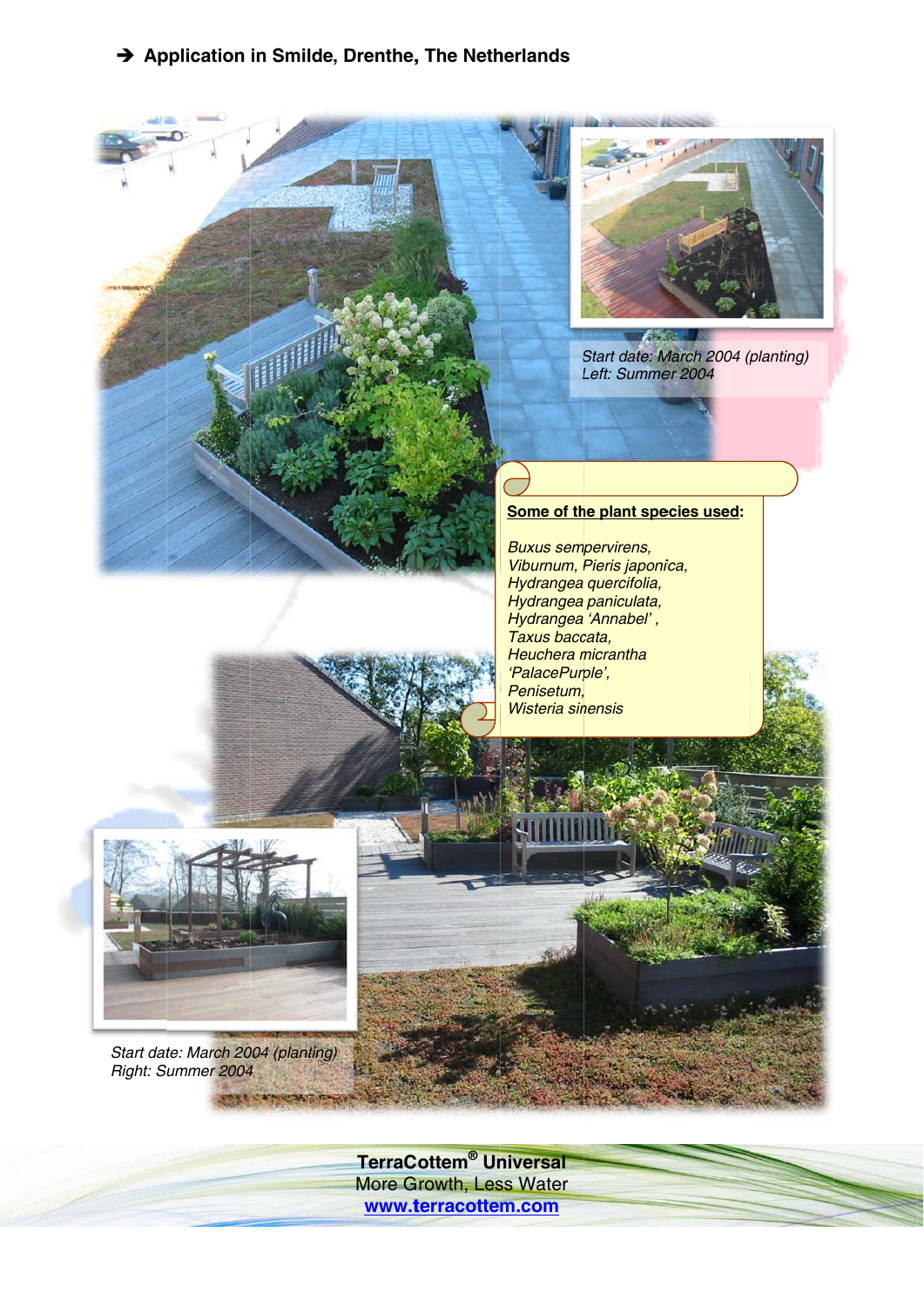**➔ Application in Smilde, Drenthe, The Netherlands**

*Start date: March 2004 (planting)*
*Left: Summer 2004*

**Some of the plant species used:**

*Buxus sempervirens,*
*Viburnum, Pieris japonica,*
*Hydrangea quercifolia,*
*Hydrangea paniculata,*
*Hydrangea 'Annabel' ,*
*Taxus baccata,*
*Heuchera micrantha*
*'PalacePurple',*
*Penisetum,*
*Wisteria sinensis*

*Start date: March 2004 (planting)*
*Right: Summer 2004*

**TerraCottem® Universal**
More Growth, Less Water
**www.terracottem.com**